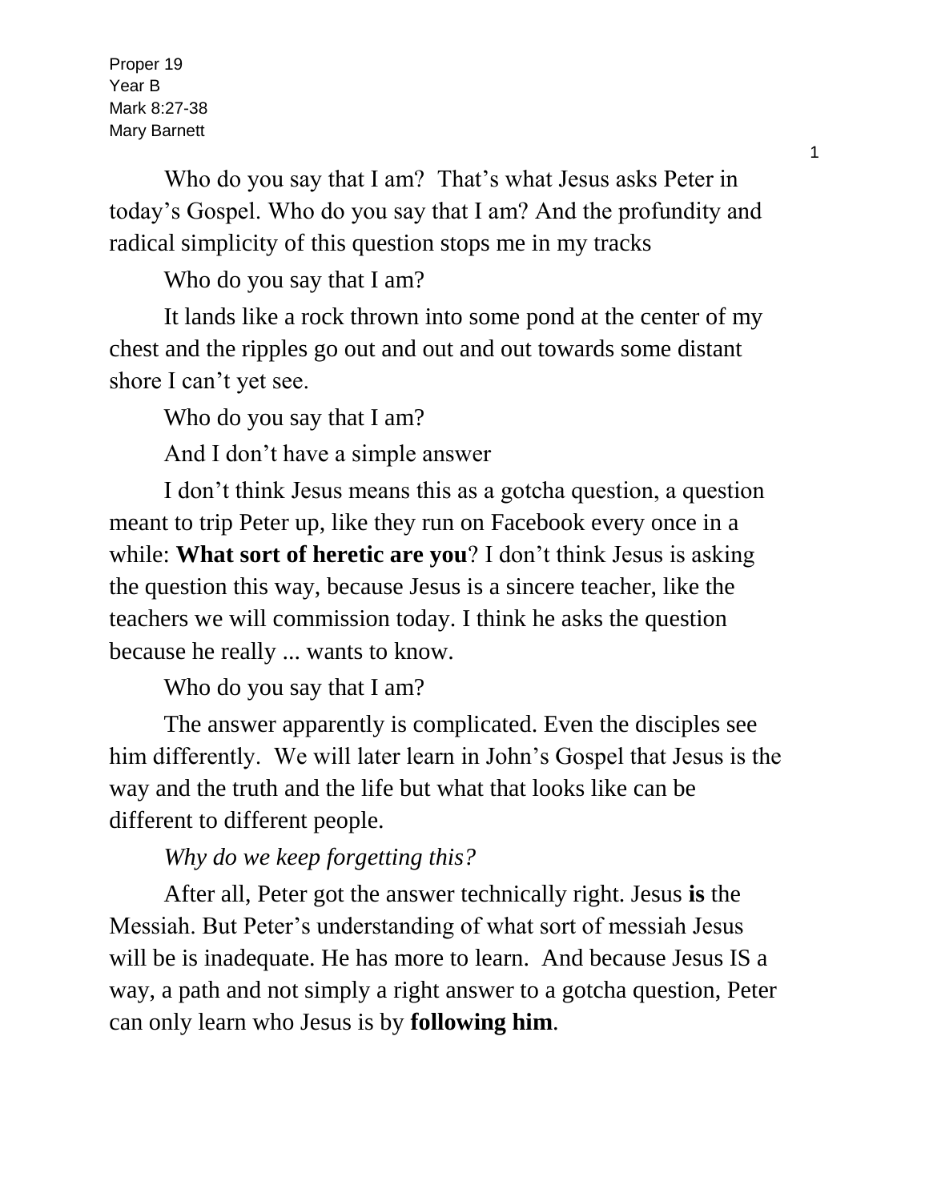Proper 19
Year B
Mark 8:27-38
Mary Barnett

Who do you say that I am? That's what Jesus asks Peter in today's Gospel. Who do you say that I am? And the profundity and radical simplicity of this question stops me in my tracks

Who do you say that I am?

It lands like a rock thrown into some pond at the center of my chest and the ripples go out and out and out towards some distant shore I can't yet see.

Who do you say that I am?

And I don't have a simple answer

I don't think Jesus means this as a gotcha question, a question meant to trip Peter up, like they run on Facebook every once in a while: **What sort of heretic are you**? I don't think Jesus is asking the question this way, because Jesus is a sincere teacher, like the teachers we will commission today. I think he asks the question because he really ... wants to know.

Who do you say that I am?

The answer apparently is complicated. Even the disciples see him differently. We will later learn in John's Gospel that Jesus is the way and the truth and the life but what that looks like can be different to different people.

*Why do we keep forgetting this?*

After all, Peter got the answer technically right. Jesus **is** the Messiah. But Peter's understanding of what sort of messiah Jesus will be is inadequate. He has more to learn. And because Jesus IS a way, a path and not simply a right answer to a gotcha question, Peter can only learn who Jesus is by **following him**.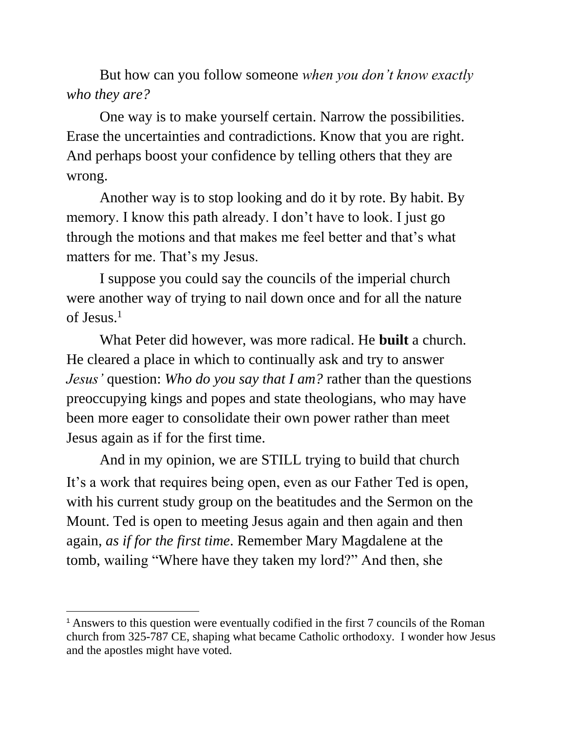But how can you follow someone *when you don't know exactly who they are?*

One way is to make yourself certain. Narrow the possibilities. Erase the uncertainties and contradictions. Know that you are right. And perhaps boost your confidence by telling others that they are wrong.

Another way is to stop looking and do it by rote. By habit. By memory. I know this path already. I don't have to look. I just go through the motions and that makes me feel better and that's what matters for me. That's my Jesus.

I suppose you could say the councils of the imperial church were another way of trying to nail down once and for all the nature of Jesus.[1]

What Peter did however, was more radical. He **built** a church. He cleared a place in which to continually ask and try to answer *Jesus'* question: *Who do you say that I am?* rather than the questions preoccupying kings and popes and state theologians, who may have been more eager to consolidate their own power rather than meet Jesus again as if for the first time.

And in my opinion, we are STILL trying to build that church It's a work that requires being open, even as our Father Ted is open, with his current study group on the beatitudes and the Sermon on the Mount. Ted is open to meeting Jesus again and then again and then again, *as if for the first time*. Remember Mary Magdalene at the tomb, wailing "Where have they taken my lord?" And then, she

---

[1] Answers to this question were eventually codified in the first 7 councils of the Roman church from 325-787 CE, shaping what became Catholic orthodoxy. I wonder how Jesus and the apostles might have voted.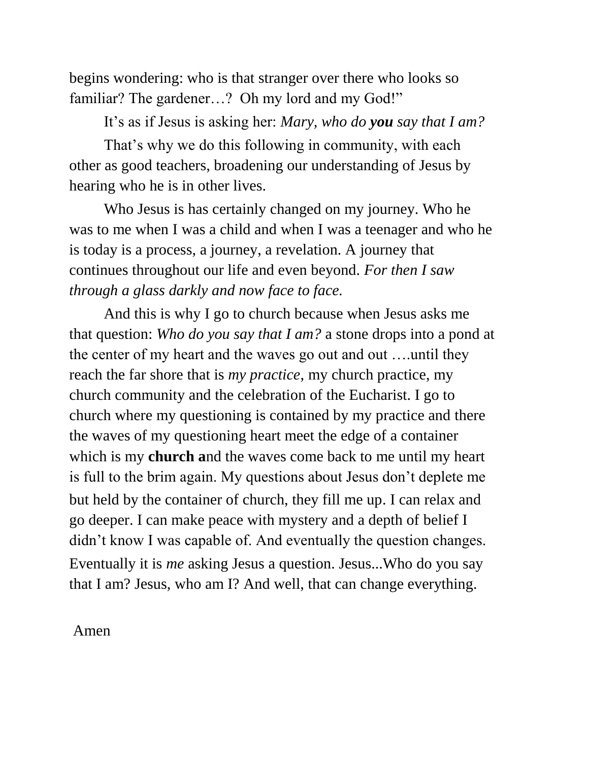begins wondering: who is that stranger over there who looks so familiar? The gardener…?  Oh my lord and my God!"

It's as if Jesus is asking her: *Mary, who do* ***you*** *say that I am?*

That's why we do this following in community, with each other as good teachers, broadening our understanding of Jesus by hearing who he is in other lives.

Who Jesus is has certainly changed on my journey. Who he was to me when I was a child and when I was a teenager and who he is today is a process, a journey, a revelation. A journey that continues throughout our life and even beyond. *For then I saw through a glass darkly and now face to face.*

And this is why I go to church because when Jesus asks me that question: *Who do you say that I am?* a stone drops into a pond at the center of my heart and the waves go out and out ….until they reach the far shore that is *my practice*, my church practice, my church community and the celebration of the Eucharist. I go to church where my questioning is contained by my practice and there the waves of my questioning heart meet the edge of a container which is my **church a**nd the waves come back to me until my heart is full to the brim again. My questions about Jesus don't deplete me but held by the container of church, they fill me up. I can relax and go deeper. I can make peace with mystery and a depth of belief I didn't know I was capable of. And eventually the question changes. Eventually it is *me* asking Jesus a question. Jesus...Who do you say that I am? Jesus, who am I? And well, that can change everything.

Amen